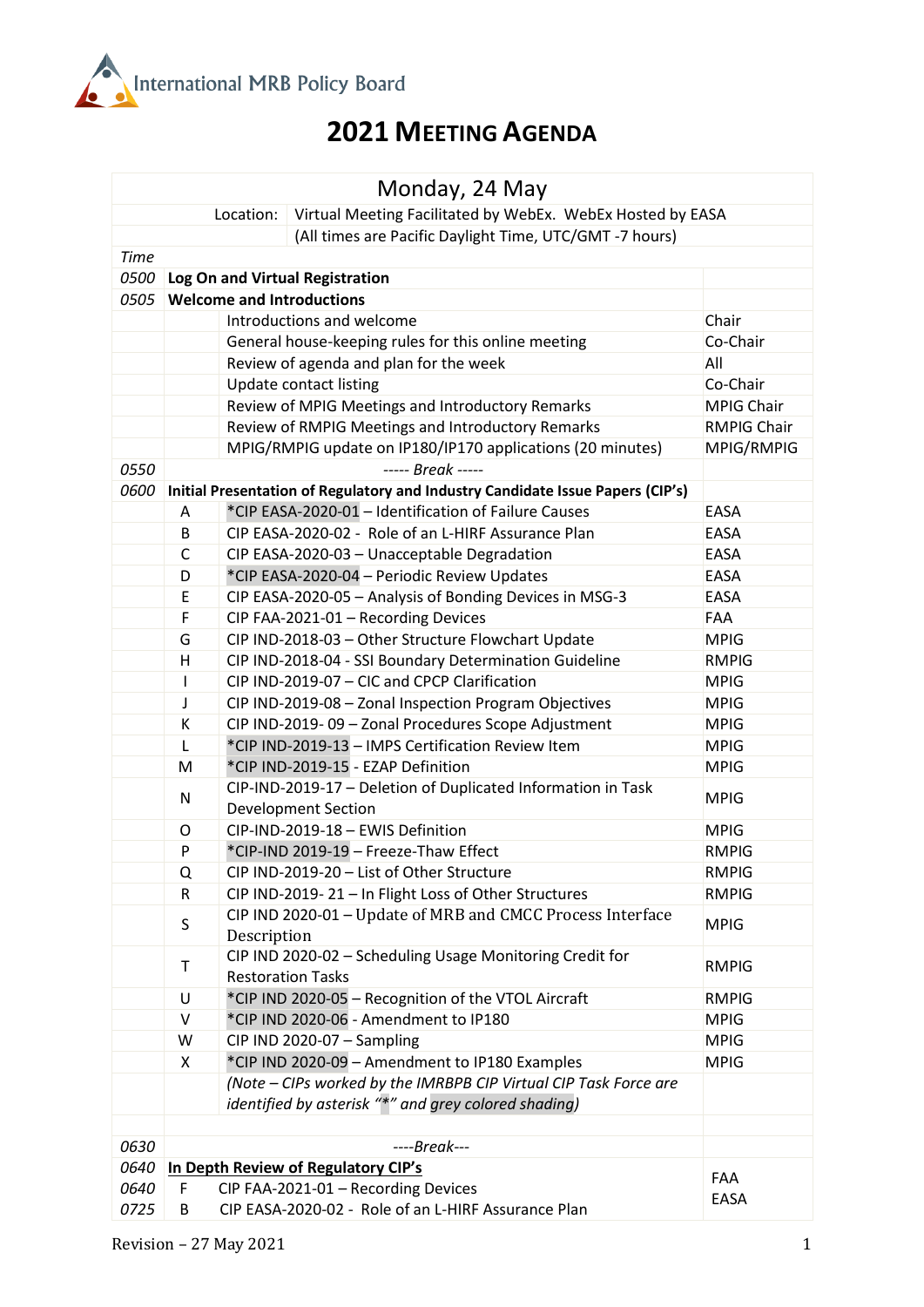International MRB Policy Board

# 2021 Meeting Agenda

| Monday, 24 May | | | |
|---|---|---|---|
| | Location: | Virtual Meeting Facilitated by WebEx. WebEx Hosted by EASA | |
| | | (All times are Pacific Daylight Time, UTC/GMT -7 hours) | |
| *Time* | | | |
| *0500* | **Log On and Virtual Registration** | | |
| *0505* | **Welcome and Introductions** | | |
| | | Introductions and welcome | Chair |
| | | General house-keeping rules for this online meeting | Co-Chair |
| | | Review of agenda and plan for the week | All |
| | | Update contact listing | Co-Chair |
| | | Review of MPIG Meetings and Introductory Remarks | MPIG Chair |
| | | Review of RMPIG Meetings and Introductory Remarks | RMPIG Chair |
| | | MPIG/RMPIG update on IP180/IP170 applications (20 minutes) | MPIG/RMPIG |
| *0550* | | *----- Break -----* | |
| *0600* | **Initial Presentation of Regulatory and Industry Candidate Issue Papers (CIP's)** | | |
| | A | *CIP EASA-2020-01 – Identification of Failure Causes | EASA |
| | B | CIP EASA-2020-02 - Role of an L-HIRF Assurance Plan | EASA |
| | C | CIP EASA-2020-03 – Unacceptable Degradation | EASA |
| | D | *CIP EASA-2020-04 – Periodic Review Updates | EASA |
| | E | CIP EASA-2020-05 – Analysis of Bonding Devices in MSG-3 | EASA |
| | F | CIP FAA-2021-01 – Recording Devices | FAA |
| | G | CIP IND-2018-03 – Other Structure Flowchart Update | MPIG |
| | H | CIP IND-2018-04 - SSI Boundary Determination Guideline | RMPIG |
| | I | CIP IND-2019-07 – CIC and CPCP Clarification | MPIG |
| | J | CIP IND-2019-08 – Zonal Inspection Program Objectives | MPIG |
| | K | CIP IND-2019- 09 – Zonal Procedures Scope Adjustment | MPIG |
| | L | *CIP IND-2019-13 – IMPS Certification Review Item | MPIG |
| | M | *CIP IND-2019-15 - EZAP Definition | MPIG |
| | N | CIP-IND-2019-17 – Deletion of Duplicated Information in Task Development Section | MPIG |
| | O | CIP-IND-2019-18 – EWIS Definition | MPIG |
| | P | *CIP-IND 2019-19 – Freeze-Thaw Effect | RMPIG |
| | Q | CIP IND-2019-20 – List of Other Structure | RMPIG |
| | R | CIP IND-2019- 21 – In Flight Loss of Other Structures | RMPIG |
| | S | CIP IND 2020-01 – Update of MRB and CMCC Process Interface Description | MPIG |
| | T | CIP IND 2020-02 – Scheduling Usage Monitoring Credit for Restoration Tasks | RMPIG |
| | U | *CIP IND 2020-05 – Recognition of the VTOL Aircraft | RMPIG |
| | V | *CIP IND 2020-06 - Amendment to IP180 | MPIG |
| | W | CIP IND 2020-07 – Sampling | MPIG |
| | X | *CIP IND 2020-09 – Amendment to IP180 Examples | MPIG |
| | | *(Note – CIPs worked by the IMRBPB CIP Virtual CIP Task Force are identified by asterisk "*" and grey colored shading)* | |
| | | | |
| *0630* | | *----Break---* | |
| *0640* | **In Depth Review of Regulatory CIP's** | | |
| *0640* | F | CIP FAA-2021-01 – Recording Devices | FAA |
| *0725* | B | CIP EASA-2020-02 - Role of an L-HIRF Assurance Plan | EASA |

Revision – 27 May 2021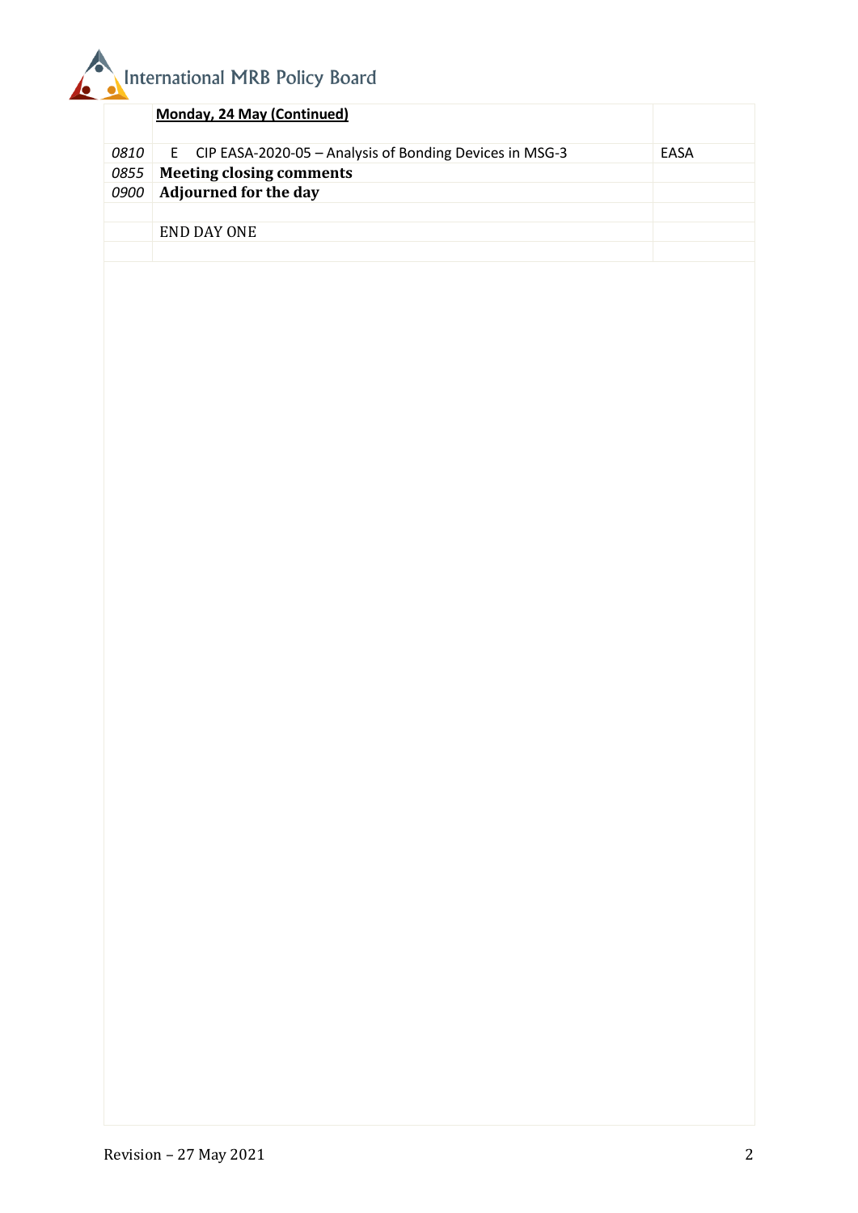| | Monday, 24 May (Continued) | |
|---|---|---|
| *0810* | E CIP EASA-2020-05 – Analysis of Bonding Devices in MSG-3 | EASA |
| *0855* | **Meeting closing comments** | |
| *0900* | **Adjourned for the day** | |
| | | |
| | END DAY ONE | |
| | | |

Revision – 27 May 2021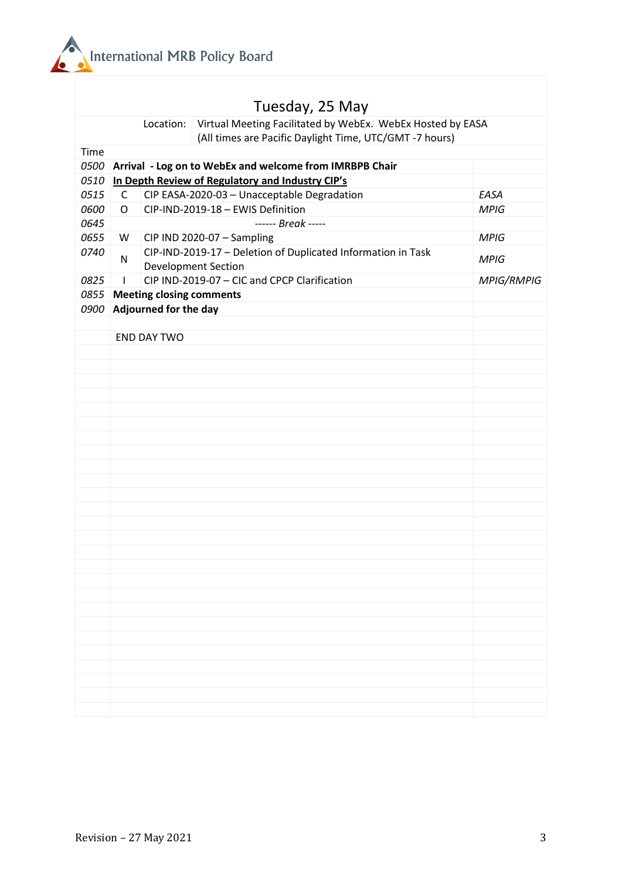## Tuesday, 25 May

| | | Location: | Virtual Meeting Facilitated by WebEx. WebEx Hosted by EASA (All times are Pacific Daylight Time, UTC/GMT -7 hours) |
|---|---|---|---|

| Time | | | |
|---|---|---|---|
| *0500* | **Arrival - Log on to WebEx and welcome from IMRBPB Chair** | | |
| *0510* | **In Depth Review of Regulatory and Industry CIP's** | | |
| *0515* | C | CIP EASA-2020-03 – Unacceptable Degradation | *EASA* |
| *0600* | O | CIP-IND-2019-18 – EWIS Definition | *MPIG* |
| *0645* | | *------ Break -----* | |
| *0655* | W | CIP IND 2020-07 – Sampling | *MPIG* |
| *0740* | N | CIP-IND-2019-17 – Deletion of Duplicated Information in Task Development Section | *MPIG* |
| *0825* | I | CIP IND-2019-07 – CIC and CPCP Clarification | *MPIG/RMPIG* |
| *0855* | **Meeting closing comments** | | |
| *0900* | **Adjourned for the day** | | |
| | | | |
| | END DAY TWO | | |

Revision – 27 May 2021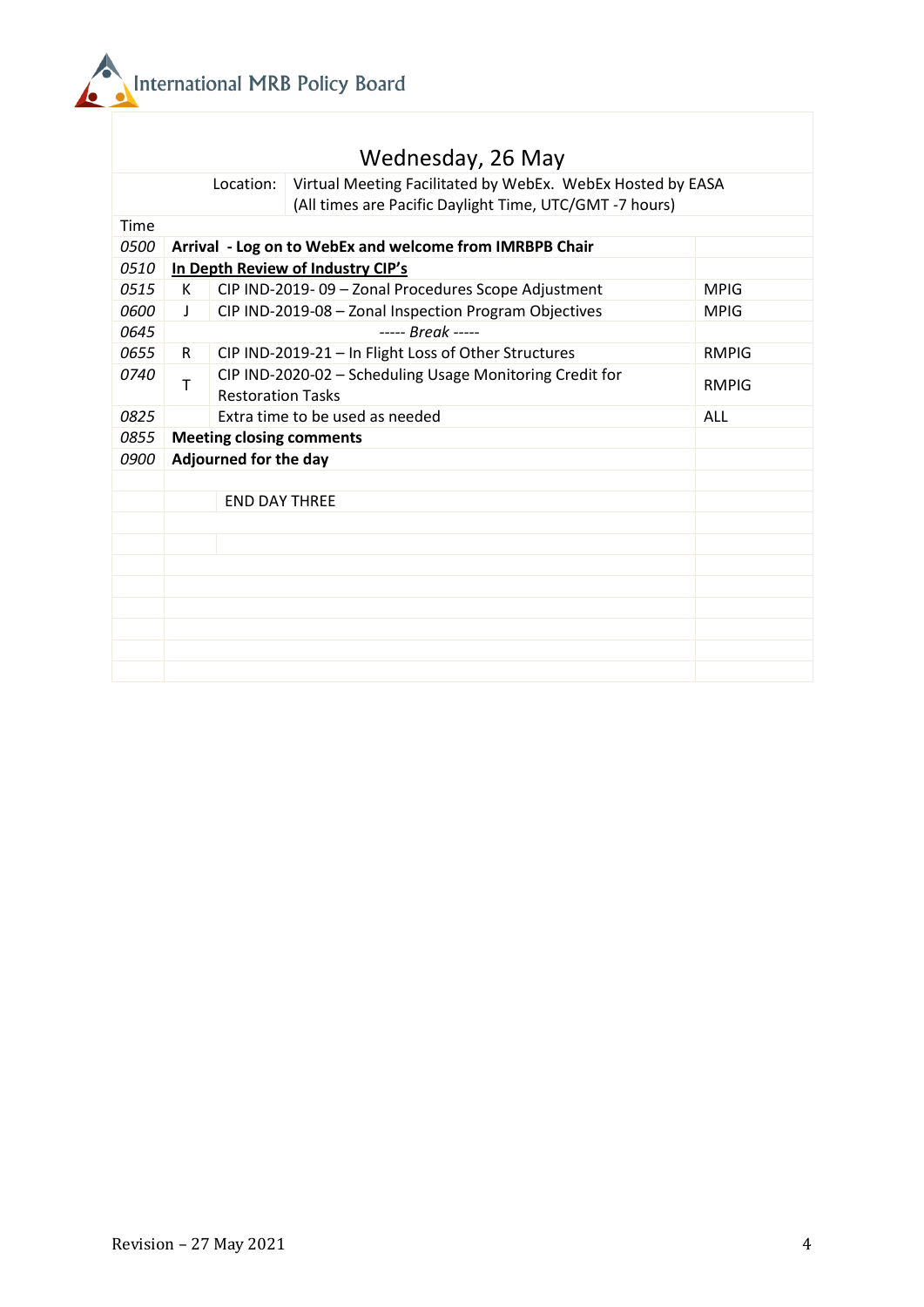## Wednesday, 26 May

Location: Virtual Meeting Facilitated by WebEx. WebEx Hosted by EASA
(All times are Pacific Daylight Time, UTC/GMT -7 hours)

| Time | | | |
|---|---|---|---|
| *0500* | **Arrival - Log on to WebEx and welcome from IMRBPB Chair** | | |
| *0510* | **In Depth Review of Industry CIP's** | | |
| *0515* | K | CIP IND-2019- 09 – Zonal Procedures Scope Adjustment | MPIG |
| *0600* | J | CIP IND-2019-08 – Zonal Inspection Program Objectives | MPIG |
| *0645* | | *----- Break -----* | |
| *0655* | R | CIP IND-2019-21 – In Flight Loss of Other Structures | RMPIG |
| *0740* | T | CIP IND-2020-02 – Scheduling Usage Monitoring Credit for Restoration Tasks | RMPIG |
| *0825* | | Extra time to be used as needed | ALL |
| *0855* | **Meeting closing comments** | | |
| *0900* | **Adjourned for the day** | | |
| | | END DAY THREE | |

Revision – 27 May 2021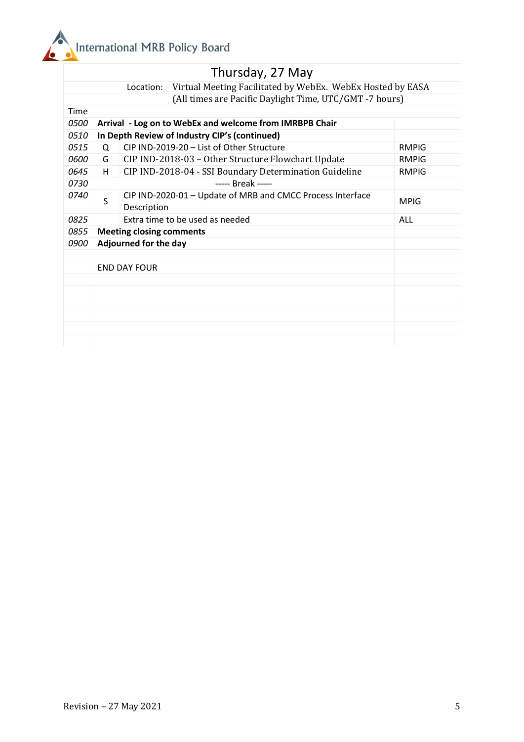| Thursday, 27 May | | | |
|---|---|---|---|
| | Location: | Virtual Meeting Facilitated by WebEx. WebEx Hosted by EASA (All times are Pacific Daylight Time, UTC/GMT -7 hours) | |
| Time | | | |
| *0500* | **Arrival - Log on to WebEx and welcome from IMRBPB Chair** | | |
| *0510* | **In Depth Review of Industry CIP's (continued)** | | |
| *0515* | Q | CIP IND-2019-20 – List of Other Structure | RMPIG |
| *0600* | G | CIP IND-2018-03 – Other Structure Flowchart Update | RMPIG |
| *0645* | H | CIP IND-2018-04 - SSI Boundary Determination Guideline | RMPIG |
| *0730* | | ----- Break ----- | |
| *0740* | S | CIP IND-2020-01 – Update of MRB and CMCC Process Interface Description | MPIG |
| *0825* | | Extra time to be used as needed | ALL |
| *0855* | **Meeting closing comments** | | |
| *0900* | **Adjourned for the day** | | |
| | | | |
| | END DAY FOUR | | |

Revision – 27 May 2021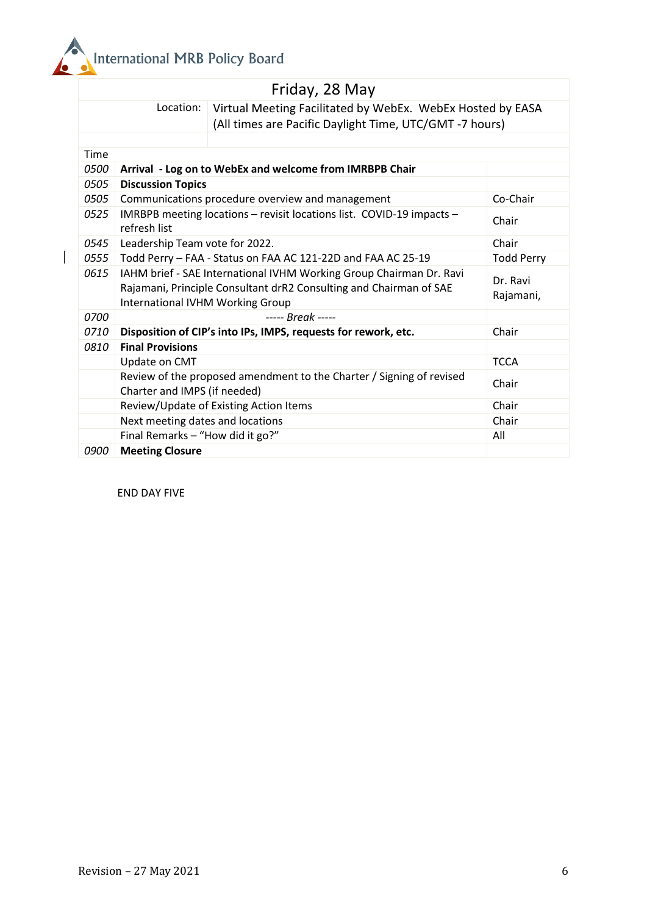International MRB Policy Board

| Friday, 28 May | | |
|---|---|---|
| Location: | Virtual Meeting Facilitated by WebEx. WebEx Hosted by EASA (All times are Pacific Daylight Time, UTC/GMT -7 hours) | |
| Time | | |
| *0500* | **Arrival - Log on to WebEx and welcome from IMRBPB Chair** | |
| *0505* | **Discussion Topics** | |
| *0505* | Communications procedure overview and management | Co-Chair |
| *0525* | IMRBPB meeting locations – revisit locations list. COVID-19 impacts – refresh list | Chair |
| *0545* | Leadership Team vote for 2022. | Chair |
| *0555* | Todd Perry – FAA - Status on FAA AC 121-22D and FAA AC 25-19 | Todd Perry |
| *0615* | IAHM brief - SAE International IVHM Working Group Chairman Dr. Ravi Rajamani, Principle Consultant drR2 Consulting and Chairman of SAE International IVHM Working Group | Dr. Ravi Rajamani, |
| *0700* | *----- Break -----* | |
| *0710* | **Disposition of CIP's into IPs, IMPS, requests for rework, etc.** | Chair |
| *0810* | **Final Provisions** | |
| | Update on CMT | TCCA |
| | Review of the proposed amendment to the Charter / Signing of revised Charter and IMPS (if needed) | Chair |
| | Review/Update of Existing Action Items | Chair |
| | Next meeting dates and locations | Chair |
| | Final Remarks – "How did it go?" | All |
| *0900* | **Meeting Closure** | |

END DAY FIVE

Revision – 27 May 2021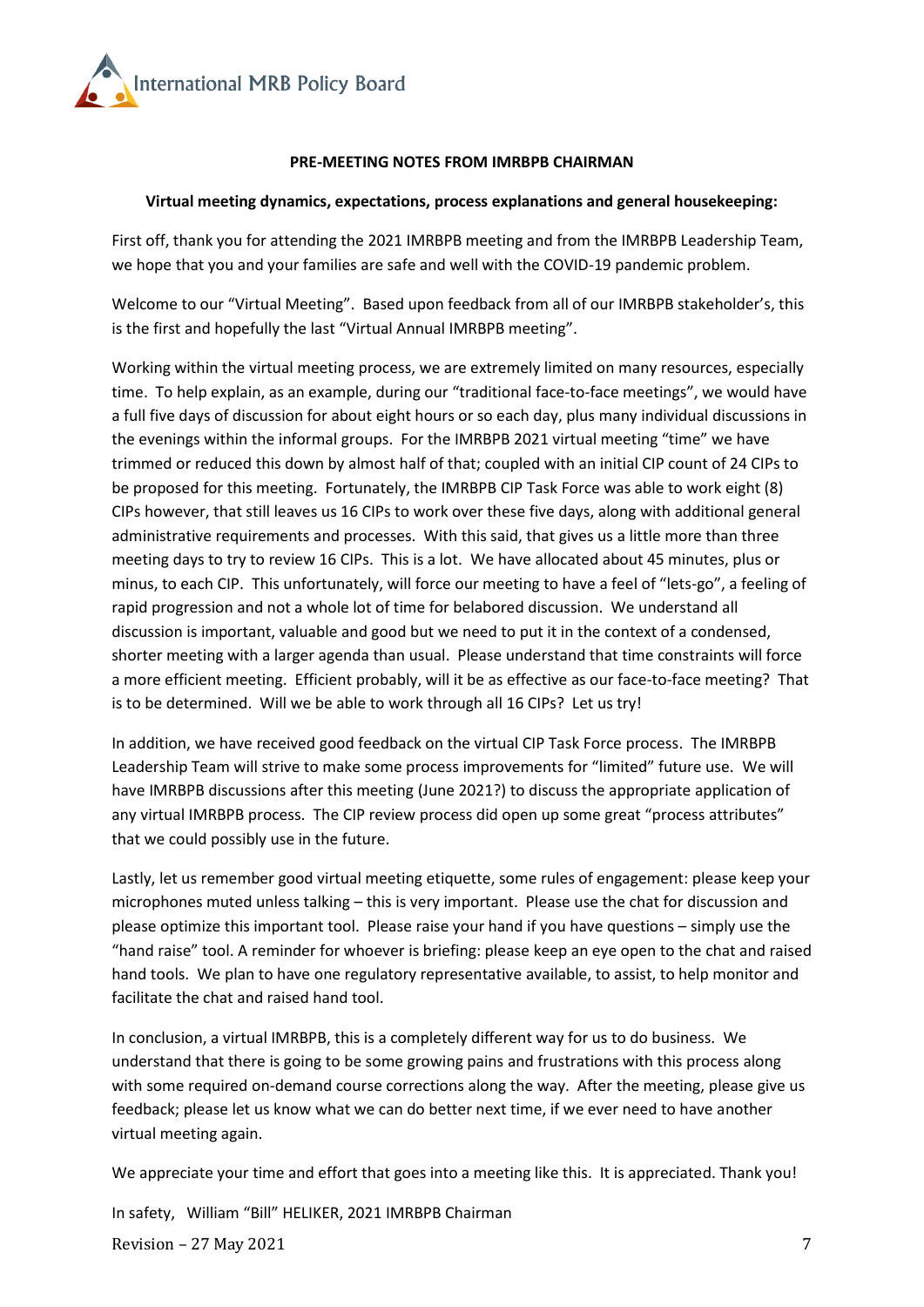**PRE-MEETING NOTES FROM IMRBPB CHAIRMAN**

**Virtual meeting dynamics, expectations, process explanations and general housekeeping:**

First off, thank you for attending the 2021 IMRBPB meeting and from the IMRBPB Leadership Team, we hope that you and your families are safe and well with the COVID-19 pandemic problem.

Welcome to our "Virtual Meeting". Based upon feedback from all of our IMRBPB stakeholder's, this is the first and hopefully the last "Virtual Annual IMRBPB meeting".

Working within the virtual meeting process, we are extremely limited on many resources, especially time. To help explain, as an example, during our "traditional face-to-face meetings", we would have a full five days of discussion for about eight hours or so each day, plus many individual discussions in the evenings within the informal groups. For the IMRBPB 2021 virtual meeting "time" we have trimmed or reduced this down by almost half of that; coupled with an initial CIP count of 24 CIPs to be proposed for this meeting. Fortunately, the IMRBPB CIP Task Force was able to work eight (8) CIPs however, that still leaves us 16 CIPs to work over these five days, along with additional general administrative requirements and processes. With this said, that gives us a little more than three meeting days to try to review 16 CIPs. This is a lot. We have allocated about 45 minutes, plus or minus, to each CIP. This unfortunately, will force our meeting to have a feel of "lets-go", a feeling of rapid progression and not a whole lot of time for belabored discussion. We understand all discussion is important, valuable and good but we need to put it in the context of a condensed, shorter meeting with a larger agenda than usual. Please understand that time constraints will force a more efficient meeting. Efficient probably, will it be as effective as our face-to-face meeting? That is to be determined. Will we be able to work through all 16 CIPs? Let us try!

In addition, we have received good feedback on the virtual CIP Task Force process. The IMRBPB Leadership Team will strive to make some process improvements for "limited" future use. We will have IMRBPB discussions after this meeting (June 2021?) to discuss the appropriate application of any virtual IMRBPB process. The CIP review process did open up some great "process attributes" that we could possibly use in the future.

Lastly, let us remember good virtual meeting etiquette, some rules of engagement: please keep your microphones muted unless talking – this is very important. Please use the chat for discussion and please optimize this important tool. Please raise your hand if you have questions – simply use the "hand raise" tool. A reminder for whoever is briefing: please keep an eye open to the chat and raised hand tools. We plan to have one regulatory representative available, to assist, to help monitor and facilitate the chat and raised hand tool.

In conclusion, a virtual IMRBPB, this is a completely different way for us to do business. We understand that there is going to be some growing pains and frustrations with this process along with some required on-demand course corrections along the way. After the meeting, please give us feedback; please let us know what we can do better next time, if we ever need to have another virtual meeting again.

We appreciate your time and effort that goes into a meeting like this. It is appreciated. Thank you!

In safety, William "Bill" HELIKER, 2021 IMRBPB Chairman